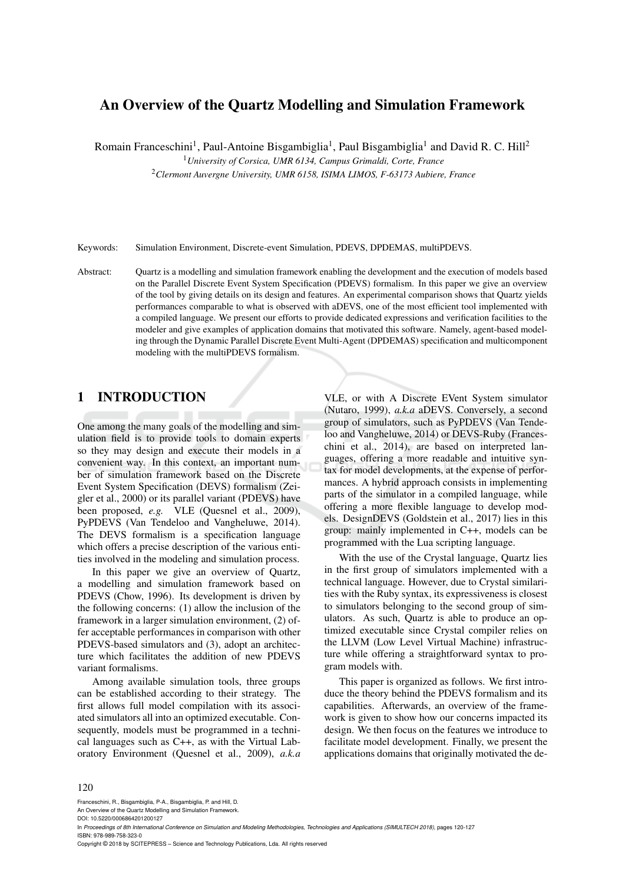# An Overview of the Quartz Modelling and Simulation Framework

Romain Franceschini[1], Paul-Antoine Bisgambiglia[1], Paul Bisgambiglia[1] and David R. C. Hill[2]

[1] *University of Corsica, UMR 6134, Campus Grimaldi, Corte, France*

[2] *Clermont Auvergne University, UMR 6158, ISIMA LIMOS, F-63173 Aubiere, France*

Keywords: Simulation Environment, Discrete-event Simulation, PDEVS, DPDEMAS, multiPDEVS.

Abstract: Quartz is a modelling and simulation framework enabling the development and the execution of models based on the Parallel Discrete Event System Specification (PDEVS) formalism. In this paper we give an overview of the tool by giving details on its design and features. An experimental comparison shows that Quartz yields performances comparable to what is observed with aDEVS, one of the most efficient tool implemented with a compiled language. We present our efforts to provide dedicated expressions and verification facilities to the modeler and give examples of application domains that motivated this software. Namely, agent-based modeling through the Dynamic Parallel Discrete Event Multi-Agent (DPDEMAS) specification and multicomponent modeling with the multiPDEVS formalism.

## 1 INTRODUCTION

One among the many goals of the modelling and simulation field is to provide tools to domain experts so they may design and execute their models in a convenient way. In this context, an important number of simulation framework based on the Discrete Event System Specification (DEVS) formalism (Zeigler et al., 2000) or its parallel variant (PDEVS) have been proposed, *e.g.* VLE (Quesnel et al., 2009), PyPDEVS (Van Tendeloo and Vangheluwe, 2014). The DEVS formalism is a specification language which offers a precise description of the various entities involved in the modeling and simulation process.

In this paper we give an overview of Quartz, a modelling and simulation framework based on PDEVS (Chow, 1996). Its development is driven by the following concerns: (1) allow the inclusion of the framework in a larger simulation environment, (2) offer acceptable performances in comparison with other PDEVS-based simulators and (3), adopt an architecture which facilitates the addition of new PDEVS variant formalisms.

Among available simulation tools, three groups can be established according to their strategy. The first allows full model compilation with its associated simulators all into an optimized executable. Consequently, models must be programmed in a technical languages such as C++, as with the Virtual Laboratory Environment (Quesnel et al., 2009), *a.k.a* VLE, or with A Discrete EVent System simulator (Nutaro, 1999), *a.k.a* aDEVS. Conversely, a second group of simulators, such as PyPDEVS (Van Tendeloo and Vangheluwe, 2014) or DEVS-Ruby (Franceschini et al., 2014), are based on interpreted languages, offering a more readable and intuitive syntax for model developments, at the expense of performances. A hybrid approach consists in implementing parts of the simulator in a compiled language, while offering a more flexible language to develop models. DesignDEVS (Goldstein et al., 2017) lies in this group: mainly implemented in C++, models can be programmed with the Lua scripting language.

With the use of the Crystal language, Quartz lies in the first group of simulators implemented with a technical language. However, due to Crystal similarities with the Ruby syntax, its expressiveness is closest to simulators belonging to the second group of simulators. As such, Quartz is able to produce an optimized executable since Crystal compiler relies on the LLVM (Low Level Virtual Machine) infrastructure while offering a straightforward syntax to program models with.

This paper is organized as follows. We first introduce the theory behind the PDEVS formalism and its capabilities. Afterwards, an overview of the framework is given to show how our concerns impacted its design. We then focus on the features we introduce to facilitate model development. Finally, we present the applications domains that originally motivated the de-

Franceschini, R., Bisgambiglia, P-A., Bisgambiglia, P. and Hill, D.
An Overview of the Quartz Modelling and Simulation Framework.
DOI: 10.5220/0006864201200127
In *Proceedings of 8th International Conference on Simulation and Modeling Methodologies, Technologies and Applications (SIMULTECH 2018)*, pages 120-127
ISBN: 978-989-758-323-0
Copyright © 2018 by SCITEPRESS – Science and Technology Publications, Lda. All rights reserved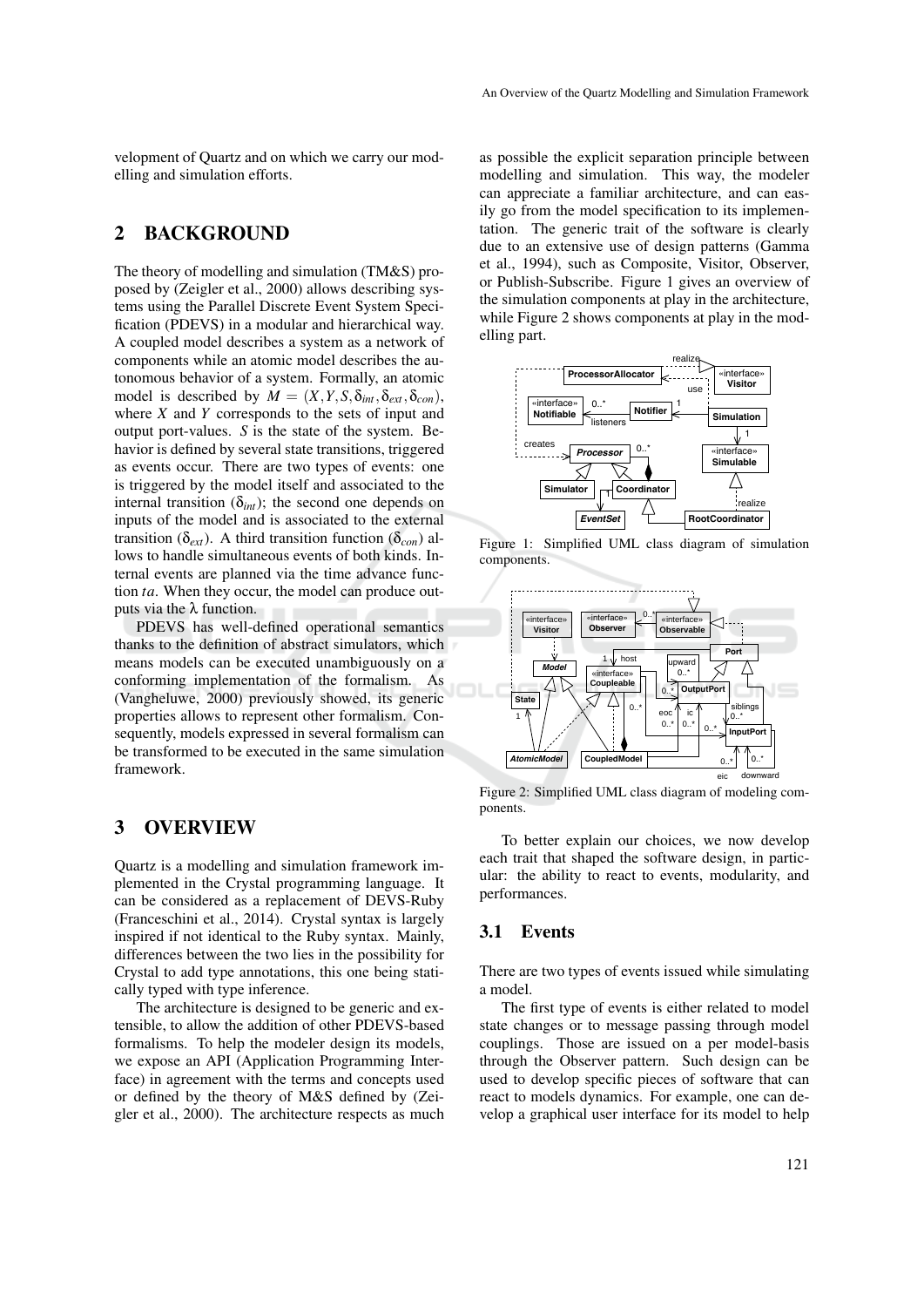velopment of Quartz and on which we carry our modelling and simulation efforts.

## 2 BACKGROUND

The theory of modelling and simulation (TM&S) proposed by (Zeigler et al., 2000) allows describing systems using the Parallel Discrete Event System Specification (PDEVS) in a modular and hierarchical way. A coupled model describes a system as a network of components while an atomic model describes the autonomous behavior of a system. Formally, an atomic model is described by $M = (X, Y, S, \delta_{int}, \delta_{ext}, \delta_{con})$, where $X$ and $Y$ corresponds to the sets of input and output port-values. $S$ is the state of the system. Behavior is defined by several state transitions, triggered as events occur. There are two types of events: one is triggered by the model itself and associated to the internal transition ($\delta_{int}$); the second one depends on inputs of the model and is associated to the external transition ($\delta_{ext}$). A third transition function ($\delta_{con}$) allows to handle simultaneous events of both kinds. Internal events are planned via the time advance function *ta*. When they occur, the model can produce outputs via the $\lambda$ function.

PDEVS has well-defined operational semantics thanks to the definition of abstract simulators, which means models can be executed unambiguously on a conforming implementation of the formalism. As (Vangheluwe, 2000) previously showed, its generic properties allows to represent other formalism. Consequently, models expressed in several formalism can be transformed to be executed in the same simulation framework.

## 3 OVERVIEW

Quartz is a modelling and simulation framework implemented in the Crystal programming language. It can be considered as a replacement of DEVS-Ruby (Franceschini et al., 2014). Crystal syntax is largely inspired if not identical to the Ruby syntax. Mainly, differences between the two lies in the possibility for Crystal to add type annotations, this one being statically typed with type inference.

The architecture is designed to be generic and extensible, to allow the addition of other PDEVS-based formalisms. To help the modeler design its models, we expose an API (Application Programming Interface) in agreement with the terms and concepts used or defined by the theory of M&S defined by (Zeigler et al., 2000). The architecture respects as much as possible the explicit separation principle between modelling and simulation. This way, the modeler can appreciate a familiar architecture, and can easily go from the model specification to its implementation. The generic trait of the software is clearly due to an extensive use of design patterns (Gamma et al., 1994), such as Composite, Visitor, Observer, or Publish-Subscribe. Figure 1 gives an overview of the simulation components at play in the architecture, while Figure 2 shows components at play in the modelling part.

Figure 1: Simplified UML class diagram of simulation components.

Figure 2: Simplified UML class diagram of modeling components.

To better explain our choices, we now develop each trait that shaped the software design, in particular: the ability to react to events, modularity, and performances.

### 3.1 Events

There are two types of events issued while simulating a model.

The first type of events is either related to model state changes or to message passing through model couplings. Those are issued on a per model-basis through the Observer pattern. Such design can be used to develop specific pieces of software that can react to models dynamics. For example, one can develop a graphical user interface for its model to help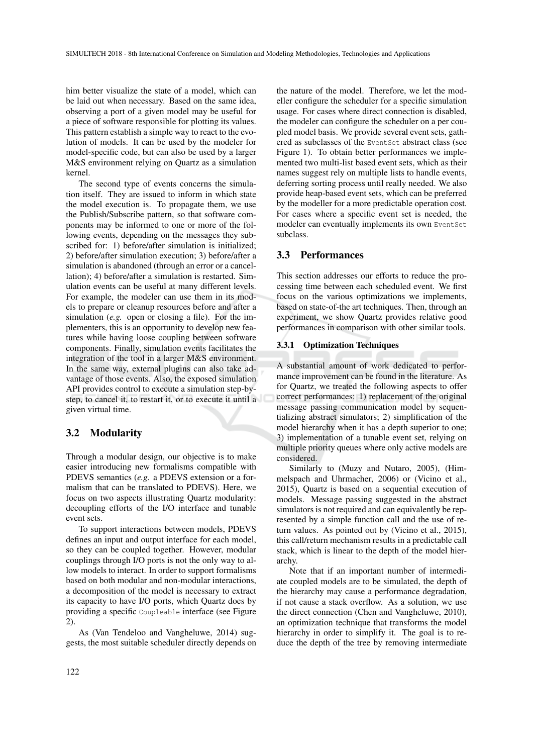him better visualize the state of a model, which can be laid out when necessary. Based on the same idea, observing a port of a given model may be useful for a piece of software responsible for plotting its values. This pattern establish a simple way to react to the evolution of models. It can be used by the modeler for model-specific code, but can also be used by a larger M&S environment relying on Quartz as a simulation kernel.

The second type of events concerns the simulation itself. They are issued to inform in which state the model execution is. To propagate them, we use the Publish/Subscribe pattern, so that software components may be informed to one or more of the following events, depending on the messages they subscribed for: 1) before/after simulation is initialized; 2) before/after simulation execution; 3) before/after a simulation is abandoned (through an error or a cancellation); 4) before/after a simulation is restarted. Simulation events can be useful at many different levels. For example, the modeler can use them in its models to prepare or cleanup resources before and after a simulation (*e.g.* open or closing a file). For the implementers, this is an opportunity to develop new features while having loose coupling between software components. Finally, simulation events facilitates the integration of the tool in a larger M&S environment. In the same way, external plugins can also take advantage of those events. Also, the exposed simulation API provides control to execute a simulation step-by-step, to cancel it, to restart it, or to execute it until a given virtual time.

## 3.2 Modularity

Through a modular design, our objective is to make easier introducing new formalisms compatible with PDEVS semantics (*e.g.* a PDEVS extension or a formalism that can be translated to PDEVS). Here, we focus on two aspects illustrating Quartz modularity: decoupling efforts of the I/O interface and tunable event sets.

To support interactions between models, PDEVS defines an input and output interface for each model, so they can be coupled together. However, modular couplings through I/O ports is not the only way to allow models to interact. In order to support formalisms based on both modular and non-modular interactions, a decomposition of the model is necessary to extract its capacity to have I/O ports, which Quartz does by providing a specific `Coupleable` interface (see Figure 2).

As (Van Tendeloo and Vangheluwe, 2014) suggests, the most suitable scheduler directly depends on the nature of the model. Therefore, we let the modeller configure the scheduler for a specific simulation usage. For cases where direct connection is disabled, the modeler can configure the scheduler on a per coupled model basis. We provide several event sets, gathered as subclasses of the `EventSet` abstract class (see Figure 1). To obtain better performances we implemented two multi-list based event sets, which as their names suggest rely on multiple lists to handle events, deferring sorting process until really needed. We also provide heap-based event sets, which can be preferred by the modeller for a more predictable operation cost. For cases where a specific event set is needed, the modeler can eventually implements its own `EventSet` subclass.

## 3.3 Performances

This section addresses our efforts to reduce the processing time between each scheduled event. We first focus on the various optimizations we implements, based on state-of-the art techniques. Then, through an experiment, we show Quartz provides relative good performances in comparison with other similar tools.

### 3.3.1 Optimization Techniques

A substantial amount of work dedicated to performance improvement can be found in the literature. As for Quartz, we treated the following aspects to offer correct performances: 1) replacement of the original message passing communication model by sequentializing abstract simulators; 2) simplification of the model hierarchy when it has a depth superior to one; 3) implementation of a tunable event set, relying on multiple priority queues where only active models are considered.

Similarly to (Muzy and Nutaro, 2005), (Himmelspach and Uhrmacher, 2006) or (Vicino et al., 2015), Quartz is based on a sequential execution of models. Message passing suggested in the abstract simulators is not required and can equivalently be represented by a simple function call and the use of return values. As pointed out by (Vicino et al., 2015), this call/return mechanism results in a predictable call stack, which is linear to the depth of the model hierarchy.

Note that if an important number of intermediate coupled models are to be simulated, the depth of the hierarchy may cause a performance degradation, if not cause a stack overflow. As a solution, we use the direct connection (Chen and Vangheluwe, 2010), an optimization technique that transforms the model hierarchy in order to simplify it. The goal is to reduce the depth of the tree by removing intermediate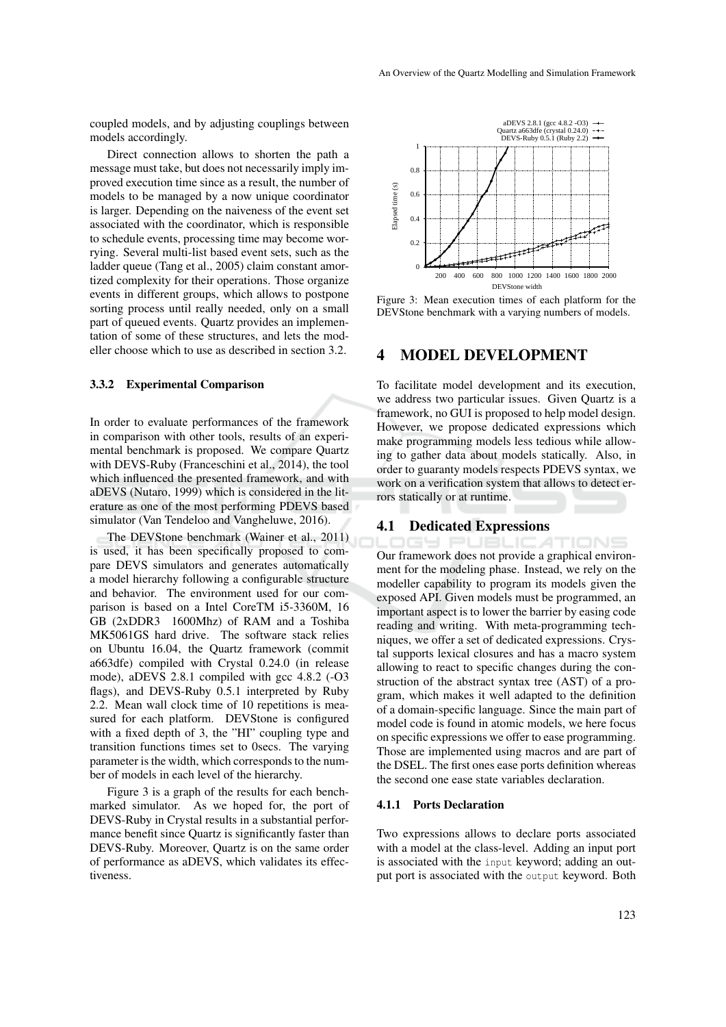coupled models, and by adjusting couplings between models accordingly.

Direct connection allows to shorten the path a message must take, but does not necessarily imply improved execution time since as a result, the number of models to be managed by a now unique coordinator is larger. Depending on the naiveness of the event set associated with the coordinator, which is responsible to schedule events, processing time may become worrying. Several multi-list based event sets, such as the ladder queue (Tang et al., 2005) claim constant amortized complexity for their operations. Those organize events in different groups, which allows to postpone sorting process until really needed, only on a small part of queued events. Quartz provides an implementation of some of these structures, and lets the modeller choose which to use as described in section 3.2.

#### 3.3.2 Experimental Comparison

In order to evaluate performances of the framework in comparison with other tools, results of an experimental benchmark is proposed. We compare Quartz with DEVS-Ruby (Franceschini et al., 2014), the tool which influenced the presented framework, and with aDEVS (Nutaro, 1999) which is considered in the literature as one of the most performing PDEVS based simulator (Van Tendeloo and Vangheluwe, 2016).

The DEVStone benchmark (Wainer et al., 2011) is used, it has been specifically proposed to compare DEVS simulators and generates automatically a model hierarchy following a configurable structure and behavior. The environment used for our comparison is based on a Intel CoreTM i5-3360M, 16 GB (2xDDR3 1600Mhz) of RAM and a Toshiba MK5061GS hard drive. The software stack relies on Ubuntu 16.04, the Quartz framework (commit a663dfe) compiled with Crystal 0.24.0 (in release mode), aDEVS 2.8.1 compiled with gcc 4.8.2 (-O3 flags), and DEVS-Ruby 0.5.1 interpreted by Ruby 2.2. Mean wall clock time of 10 repetitions is measured for each platform. DEVStone is configured with a fixed depth of 3, the "HI" coupling type and transition functions times set to 0secs. The varying parameter is the width, which corresponds to the number of models in each level of the hierarchy.

Figure 3 is a graph of the results for each benchmarked simulator. As we hoped for, the port of DEVS-Ruby in Crystal results in a substantial performance benefit since Quartz is significantly faster than DEVS-Ruby. Moreover, Quartz is on the same order of performance as aDEVS, which validates its effectiveness.

Figure 3: Mean execution times of each platform for the DEVStone benchmark with a varying numbers of models.

## 4 MODEL DEVELOPMENT

To facilitate model development and its execution, we address two particular issues. Given Quartz is a framework, no GUI is proposed to help model design. However, we propose dedicated expressions which make programming models less tedious while allowing to gather data about models statically. Also, in order to guaranty models respects PDEVS syntax, we work on a verification system that allows to detect errors statically or at runtime.

### 4.1 Dedicated Expressions

Our framework does not provide a graphical environment for the modeling phase. Instead, we rely on the modeller capability to program its models given the exposed API. Given models must be programmed, an important aspect is to lower the barrier by easing code reading and writing. With meta-programming techniques, we offer a set of dedicated expressions. Crystal supports lexical closures and has a macro system allowing to react to specific changes during the construction of the abstract syntax tree (AST) of a program, which makes it well adapted to the definition of a domain-specific language. Since the main part of model code is found in atomic models, we here focus on specific expressions we offer to ease programming. Those are implemented using macros and are part of the DSEL. The first ones ease ports definition whereas the second one ease state variables declaration.

#### 4.1.1 Ports Declaration

Two expressions allows to declare ports associated with a model at the class-level. Adding an input port is associated with the `input` keyword; adding an output port is associated with the `output` keyword. Both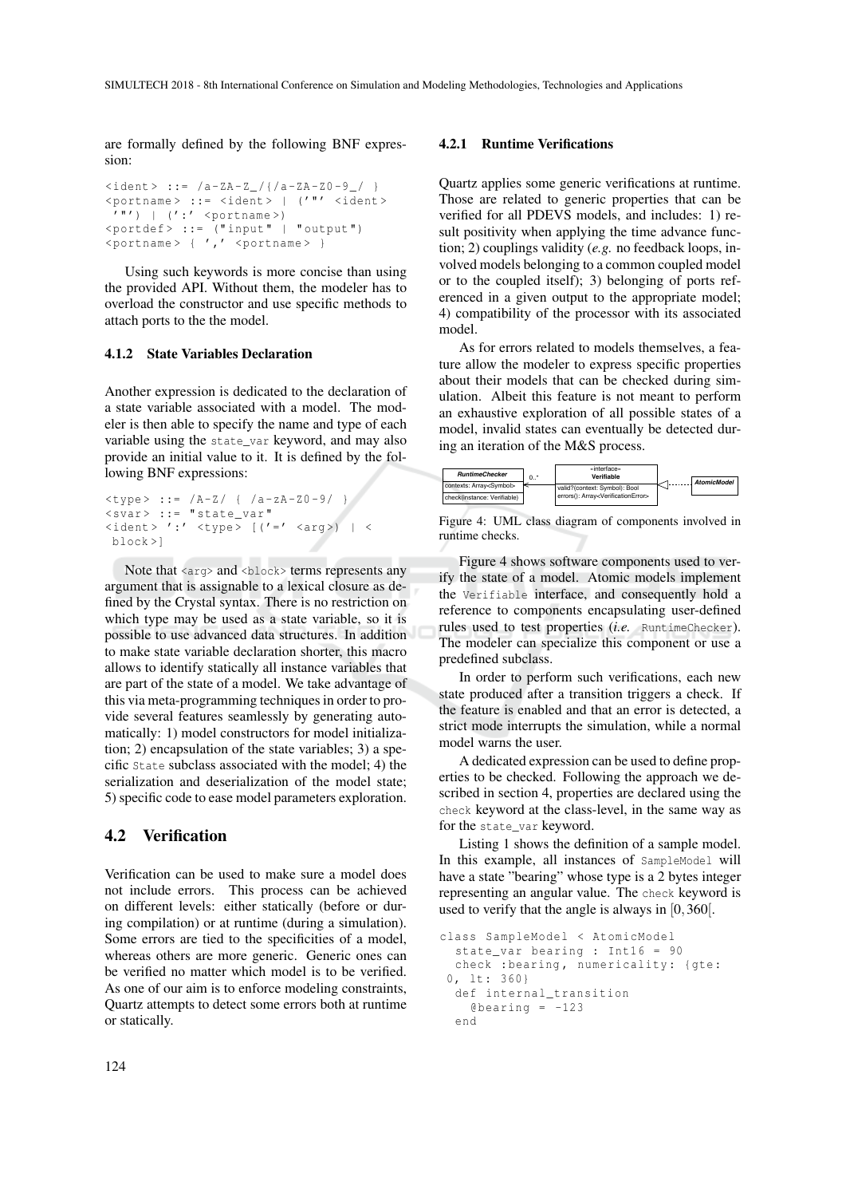are formally defined by the following BNF expression:

```
<ident> ::= /a-ZA-Z_/{/a-ZA-Z0-9_/ }
<portname> ::= <ident> | ('"' <ident>
 '"') | (':' <portname>)
<portdef> ::= ("input" | "output")
<portname> { ',' <portname> }
```

Using such keywords is more concise than using the provided API. Without them, the modeler has to overload the constructor and use specific methods to attach ports to the the model.

#### 4.1.2 State Variables Declaration

Another expression is dedicated to the declaration of a state variable associated with a model. The modeler is then able to specify the name and type of each variable using the `state_var` keyword, and may also provide an initial value to it. It is defined by the following BNF expressions:

```
<type> ::= /A-Z/ { /a-zA-Z0-9/ }
<svar> ::= "state_var"
<ident> ':' <type> [('=' <arg>) | <
 block>]
```

Note that `<arg>` and `<block>` terms represents any argument that is assignable to a lexical closure as defined by the Crystal syntax. There is no restriction on which type may be used as a state variable, so it is possible to use advanced data structures. In addition to make state variable declaration shorter, this macro allows to identify statically all instance variables that are part of the state of a model. We take advantage of this via meta-programming techniques in order to provide several features seamlessly by generating automatically: 1) model constructors for model initialization; 2) encapsulation of the state variables; 3) a specific `State` subclass associated with the model; 4) the serialization and deserialization of the model state; 5) specific code to ease model parameters exploration.

### 4.2 Verification

Verification can be used to make sure a model does not include errors. This process can be achieved on different levels: either statically (before or during compilation) or at runtime (during a simulation). Some errors are tied to the specificities of a model, whereas others are more generic. Generic ones can be verified no matter which model is to be verified. As one of our aim is to enforce modeling constraints, Quartz attempts to detect some errors both at runtime or statically.

#### 4.2.1 Runtime Verifications

Quartz applies some generic verifications at runtime. Those are related to generic properties that can be verified for all PDEVS models, and includes: 1) result positivity when applying the time advance function; 2) couplings validity (*e.g.* no feedback loops, involved models belonging to a common coupled model or to the coupled itself); 3) belonging of ports referenced in a given output to the appropriate model; 4) compatibility of the processor with its associated model.

As for errors related to models themselves, a feature allow the modeler to express specific properties about their models that can be checked during simulation. Albeit this feature is not meant to perform an exhaustive exploration of all possible states of a model, invalid states can eventually be detected during an iteration of the M&S process.

Figure 4: UML class diagram of components involved in runtime checks.

Figure 4 shows software components used to verify the state of a model. Atomic models implement the `Verifiable` interface, and consequently hold a reference to components encapsulating user-defined rules used to test properties (*i.e.* `RuntimeChecker`). The modeler can specialize this component or use a predefined subclass.

In order to perform such verifications, each new state produced after a transition triggers a check. If the feature is enabled and that an error is detected, a strict mode interrupts the simulation, while a normal model warns the user.

A dedicated expression can be used to define properties to be checked. Following the approach we described in section 4, properties are declared using the `check` keyword at the class-level, in the same way as for the `state_var` keyword.

Listing 1 shows the definition of a sample model. In this example, all instances of `SampleModel` will have a state "bearing" whose type is a 2 bytes integer representing an angular value. The `check` keyword is used to verify that the angle is always in $[0, 360[$.

```
class SampleModel < AtomicModel
  state_var bearing : Int16 = 90
  check :bearing, numericality: {gte:
 0, lt: 360}
  def internal_transition
    @bearing = -123
  end
```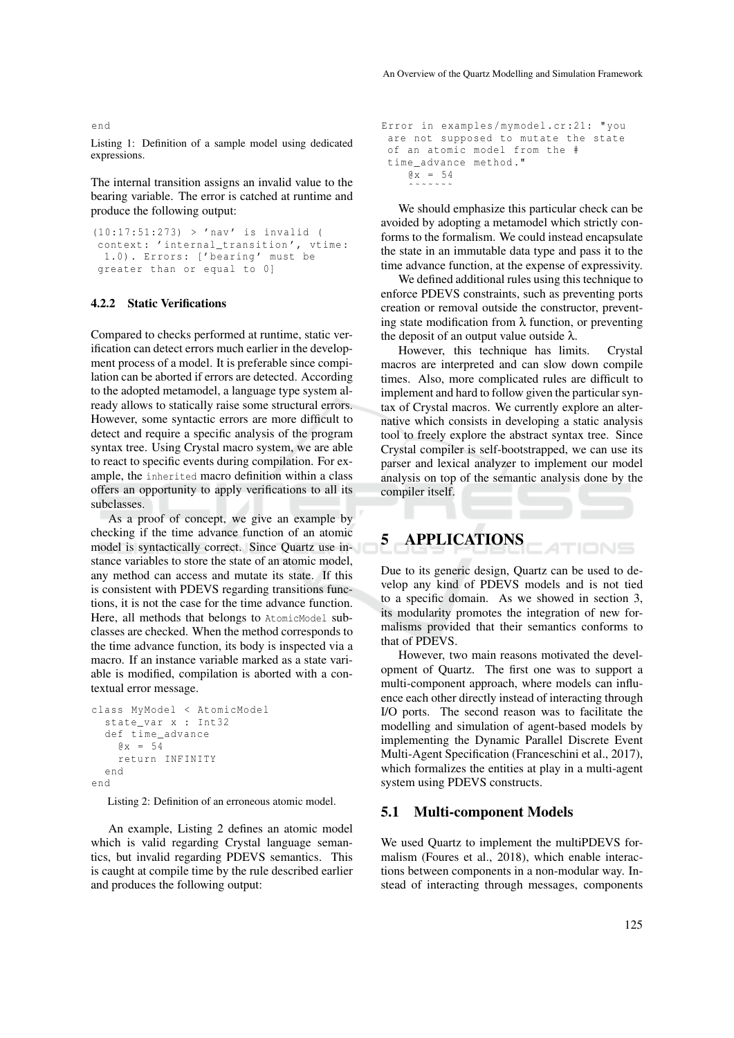```
end
```

Listing 1: Definition of a sample model using dedicated expressions.

The internal transition assigns an invalid value to the bearing variable. The error is catched at runtime and produce the following output:

```
(10:17:51:273) > 'nav' is invalid (
 context: 'internal_transition', vtime:
  1.0). Errors: ['bearing' must be
 greater than or equal to 0]
```

#### 4.2.2 Static Verifications

Compared to checks performed at runtime, static verification can detect errors much earlier in the development process of a model. It is preferable since compilation can be aborted if errors are detected. According to the adopted metamodel, a language type system already allows to statically raise some structural errors. However, some syntactic errors are more difficult to detect and require a specific analysis of the program syntax tree. Using Crystal macro system, we are able to react to specific events during compilation. For example, the `inherited` macro definition within a class offers an opportunity to apply verifications to all its subclasses.

As a proof of concept, we give an example by checking if the time advance function of an atomic model is syntactically correct. Since Quartz use instance variables to store the state of an atomic model, any method can access and mutate its state. If this is consistent with PDEVS regarding transitions functions, it is not the case for the time advance function. Here, all methods that belongs to `AtomicModel` subclasses are checked. When the method corresponds to the time advance function, its body is inspected via a macro. If an instance variable marked as a state variable is modified, compilation is aborted with a contextual error message.

```
class MyModel < AtomicModel
  state_var x : Int32
  def time_advance
    @x = 54
    return INFINITY
  end
end
```

Listing 2: Definition of an erroneous atomic model.

An example, Listing 2 defines an atomic model which is valid regarding Crystal language semantics, but invalid regarding PDEVS semantics. This is caught at compile time by the rule described earlier and produces the following output:

```
Error in examples/mymodel.cr:21: "you
 are not supposed to mutate the state
 of an atomic model from the #
 time_advance method."
    @x = 54
    ^~~~~~~
```

We should emphasize this particular check can be avoided by adopting a metamodel which strictly conforms to the formalism. We could instead encapsulate the state in an immutable data type and pass it to the time advance function, at the expense of expressivity.

We defined additional rules using this technique to enforce PDEVS constraints, such as preventing ports creation or removal outside the constructor, preventing state modification from $\lambda$ function, or preventing the deposit of an output value outside $\lambda$.

However, this technique has limits. Crystal macros are interpreted and can slow down compile times. Also, more complicated rules are difficult to implement and hard to follow given the particular syntax of Crystal macros. We currently explore an alternative which consists in developing a static analysis tool to freely explore the abstract syntax tree. Since Crystal compiler is self-bootstrapped, we can use its parser and lexical analyzer to implement our model analysis on top of the semantic analysis done by the compiler itself.

## 5 APPLICATIONS

Due to its generic design, Quartz can be used to develop any kind of PDEVS models and is not tied to a specific domain. As we showed in section 3, its modularity promotes the integration of new formalisms provided that their semantics conforms to that of PDEVS.

However, two main reasons motivated the development of Quartz. The first one was to support a multi-component approach, where models can influence each other directly instead of interacting through I/O ports. The second reason was to facilitate the modelling and simulation of agent-based models by implementing the Dynamic Parallel Discrete Event Multi-Agent Specification (Franceschini et al., 2017), which formalizes the entities at play in a multi-agent system using PDEVS constructs.

### 5.1 Multi-component Models

We used Quartz to implement the multiPDEVS formalism (Foures et al., 2018), which enable interactions between components in a non-modular way. Instead of interacting through messages, components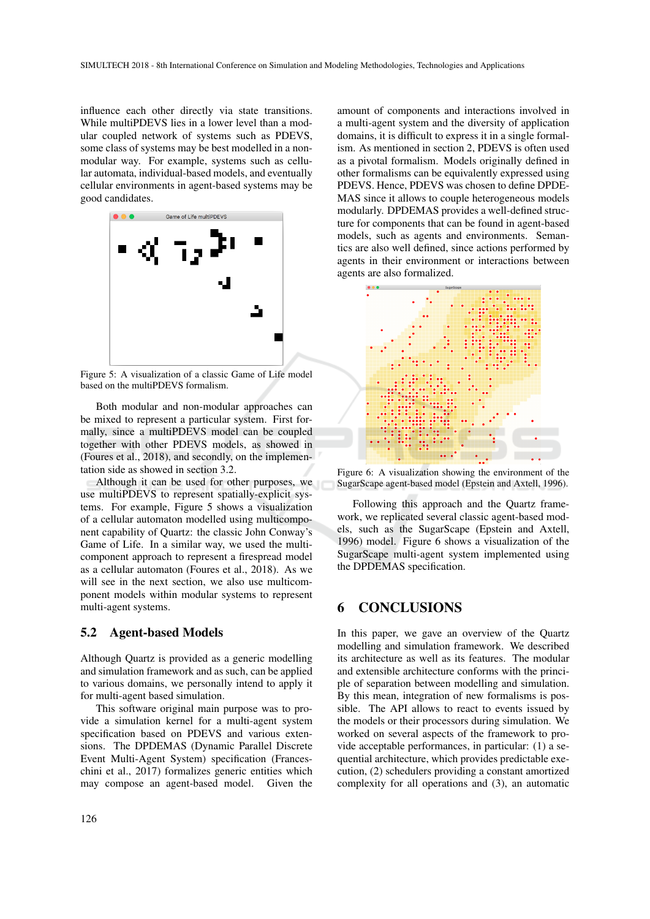influence each other directly via state transitions. While multiPDEVS lies in a lower level than a modular coupled network of systems such as PDEVS, some class of systems may be best modelled in a non-modular way. For example, systems such as cellular automata, individual-based models, and eventually cellular environments in agent-based systems may be good candidates.

Figure 5: A visualization of a classic Game of Life model based on the multiPDEVS formalism.

Both modular and non-modular approaches can be mixed to represent a particular system. First formally, since a multiPDEVS model can be coupled together with other PDEVS models, as showed in (Foures et al., 2018), and secondly, on the implementation side as showed in section 3.2.

Although it can be used for other purposes, we use multiPDEVS to represent spatially-explicit systems. For example, Figure 5 shows a visualization of a cellular automaton modelled using multicomponent capability of Quartz: the classic John Conway's Game of Life. In a similar way, we used the multi-component approach to represent a firespread model as a cellular automaton (Foures et al., 2018). As we will see in the next section, we also use multicomponent models within modular systems to represent multi-agent systems.

## 5.2 Agent-based Models

Although Quartz is provided as a generic modelling and simulation framework and as such, can be applied to various domains, we personally intend to apply it for multi-agent based simulation.

This software original main purpose was to provide a simulation kernel for a multi-agent system specification based on PDEVS and various extensions. The DPDEMAS (Dynamic Parallel Discrete Event Multi-Agent System) specification (Franceschini et al., 2017) formalizes generic entities which may compose an agent-based model. Given the amount of components and interactions involved in a multi-agent system and the diversity of application domains, it is difficult to express it in a single formalism. As mentioned in section 2, PDEVS is often used as a pivotal formalism. Models originally defined in other formalisms can be equivalently expressed using PDEVS. Hence, PDEVS was chosen to define DPDEMAS since it allows to couple heterogeneous models modularly. DPDEMAS provides a well-defined structure for components that can be found in agent-based models, such as agents and environments. Semantics are also well defined, since actions performed by agents in their environment or interactions between agents are also formalized.

Figure 6: A visualization showing the environment of the SugarScape agent-based model (Epstein and Axtell, 1996).

Following this approach and the Quartz framework, we replicated several classic agent-based models, such as the SugarScape (Epstein and Axtell, 1996) model. Figure 6 shows a visualization of the SugarScape multi-agent system implemented using the DPDEMAS specification.

# 6 CONCLUSIONS

In this paper, we gave an overview of the Quartz modelling and simulation framework. We described its architecture as well as its features. The modular and extensible architecture conforms with the principle of separation between modelling and simulation. By this mean, integration of new formalisms is possible. The API allows to react to events issued by the models or their processors during simulation. We worked on several aspects of the framework to provide acceptable performances, in particular: (1) a sequential architecture, which provides predictable execution, (2) schedulers providing a constant amortized complexity for all operations and (3), an automatic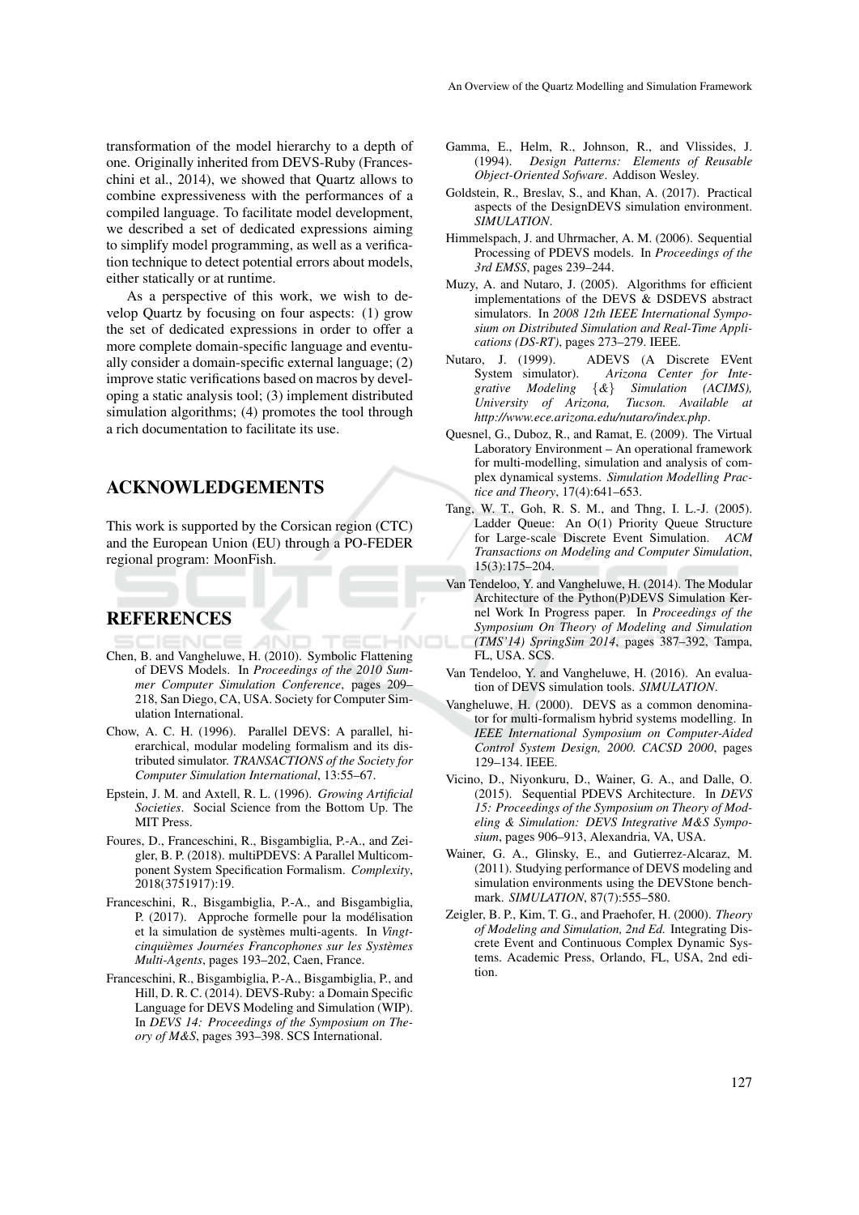transformation of the model hierarchy to a depth of one. Originally inherited from DEVS-Ruby (Franceschini et al., 2014), we showed that Quartz allows to combine expressiveness with the performances of a compiled language. To facilitate model development, we described a set of dedicated expressions aiming to simplify model programming, as well as a verification technique to detect potential errors about models, either statically or at runtime.

As a perspective of this work, we wish to develop Quartz by focusing on four aspects: (1) grow the set of dedicated expressions in order to offer a more complete domain-specific language and eventually consider a domain-specific external language; (2) improve static verifications based on macros by developing a static analysis tool; (3) implement distributed simulation algorithms; (4) promotes the tool through a rich documentation to facilitate its use.

## ACKNOWLEDGEMENTS

This work is supported by the Corsican region (CTC) and the European Union (EU) through a PO-FEDER regional program: MoonFish.

## REFERENCES

Chen, B. and Vangheluwe, H. (2010). Symbolic Flattening of DEVS Models. In *Proceedings of the 2010 Summer Computer Simulation Conference*, pages 209–218, San Diego, CA, USA. Society for Computer Simulation International.

Chow, A. C. H. (1996). Parallel DEVS: A parallel, hierarchical, modular modeling formalism and its distributed simulator. *TRANSACTIONS of the Society for Computer Simulation International*, 13:55–67.

Epstein, J. M. and Axtell, R. L. (1996). *Growing Artificial Societies*. Social Science from the Bottom Up. The MIT Press.

Foures, D., Franceschini, R., Bisgambiglia, P.-A., and Zeigler, B. P. (2018). multiPDEVS: A Parallel Multicomponent System Specification Formalism. *Complexity*, 2018(3751917):19.

Franceschini, R., Bisgambiglia, P.-A., and Bisgambiglia, P. (2017). Approche formelle pour la modélisation et la simulation de systèmes multi-agents. In *Vingt-cinquièmes Journées Francophones sur les Systèmes Multi-Agents*, pages 193–202, Caen, France.

Franceschini, R., Bisgambiglia, P.-A., Bisgambiglia, P., and Hill, D. R. C. (2014). DEVS-Ruby: a Domain Specific Language for DEVS Modeling and Simulation (WIP). In *DEVS 14: Proceedings of the Symposium on Theory of M&S*, pages 393–398. SCS International.

Gamma, E., Helm, R., Johnson, R., and Vlissides, J. (1994). *Design Patterns: Elements of Reusable Object-Oriented Sofware*. Addison Wesley.

Goldstein, R., Breslav, S., and Khan, A. (2017). Practical aspects of the DesignDEVS simulation environment. *SIMULATION*.

Himmelspach, J. and Uhrmacher, A. M. (2006). Sequential Processing of PDEVS models. In *Proceedings of the 3rd EMSS*, pages 239–244.

Muzy, A. and Nutaro, J. (2005). Algorithms for efficient implementations of the DEVS & DSDEVS abstract simulators. In *2008 12th IEEE International Symposium on Distributed Simulation and Real-Time Applications (DS-RT)*, pages 273–279. IEEE.

Nutaro, J. (1999). ADEVS (A Discrete EVent System simulator). *Arizona Center for Integrative Modeling {&} Simulation (ACIMS), University of Arizona, Tucson. Available at http://www.ece.arizona.edu/nutaro/index.php*.

Quesnel, G., Duboz, R., and Ramat, E. (2009). The Virtual Laboratory Environment – An operational framework for multi-modelling, simulation and analysis of complex dynamical systems. *Simulation Modelling Practice and Theory*, 17(4):641–653.

Tang, W. T., Goh, R. S. M., and Thng, I. L.-J. (2005). Ladder Queue: An O(1) Priority Queue Structure for Large-scale Discrete Event Simulation. *ACM Transactions on Modeling and Computer Simulation*, 15(3):175–204.

Van Tendeloo, Y. and Vangheluwe, H. (2014). The Modular Architecture of the Python(P)DEVS Simulation Kernel Work In Progress paper. In *Proceedings of the Symposium On Theory of Modeling and Simulation (TMS'14) SpringSim 2014*, pages 387–392, Tampa, FL, USA. SCS.

Van Tendeloo, Y. and Vangheluwe, H. (2016). An evaluation of DEVS simulation tools. *SIMULATION*.

Vangheluwe, H. (2000). DEVS as a common denominator for multi-formalism hybrid systems modelling. In *IEEE International Symposium on Computer-Aided Control System Design, 2000. CACSD 2000*, pages 129–134. IEEE.

Vicino, D., Niyonkuru, D., Wainer, G. A., and Dalle, O. (2015). Sequential PDEVS Architecture. In *DEVS 15: Proceedings of the Symposium on Theory of Modeling & Simulation: DEVS Integrative M&S Symposium*, pages 906–913, Alexandria, VA, USA.

Wainer, G. A., Glinsky, E., and Gutierrez-Alcaraz, M. (2011). Studying performance of DEVS modeling and simulation environments using the DEVStone benchmark. *SIMULATION*, 87(7):555–580.

Zeigler, B. P., Kim, T. G., and Praehofer, H. (2000). *Theory of Modeling and Simulation, 2nd Ed.* Integrating Discrete Event and Continuous Complex Dynamic Systems. Academic Press, Orlando, FL, USA, 2nd edition.